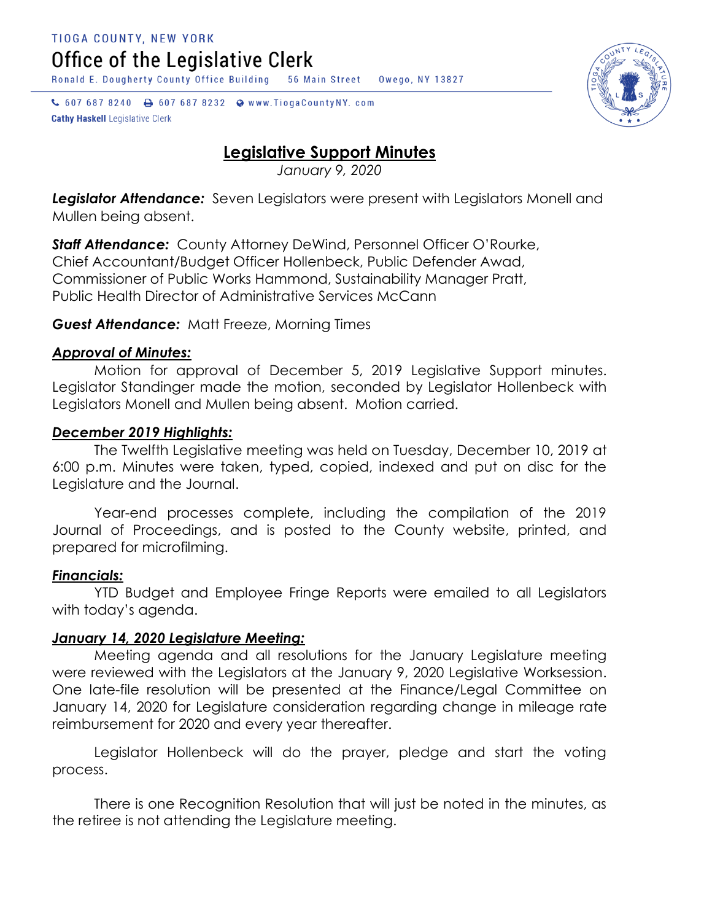TIOGA COUNTY, NEW YORK

# Office of the Legislative Clerk

Ronald E. Dougherty County Office Building 56 Main Street Owego, NY 13827

607 687 8240 607 687 8232 www.TiogaCountyNY. com

**Cathy Haskell** Legislative Clerk

## Legislative Support Minutes

*January 9, 2020*

***Legislator Attendance:*** Seven Legislators were present with Legislators Monell and Mullen being absent.

***Staff Attendance:*** County Attorney DeWind, Personnel Officer O'Rourke, Chief Accountant/Budget Officer Hollenbeck, Public Defender Awad, Commissioner of Public Works Hammond, Sustainability Manager Pratt, Public Health Director of Administrative Services McCann

***Guest Attendance:*** Matt Freeze, Morning Times

### *Approval of Minutes:*

Motion for approval of December 5, 2019 Legislative Support minutes. Legislator Standinger made the motion, seconded by Legislator Hollenbeck with Legislators Monell and Mullen being absent. Motion carried.

### *December 2019 Highlights:*

The Twelfth Legislative meeting was held on Tuesday, December 10, 2019 at 6:00 p.m. Minutes were taken, typed, copied, indexed and put on disc for the Legislature and the Journal.

Year-end processes complete, including the compilation of the 2019 Journal of Proceedings, and is posted to the County website, printed, and prepared for microfilming.

### *Financials:*

YTD Budget and Employee Fringe Reports were emailed to all Legislators with today's agenda.

### *January 14, 2020 Legislature Meeting:*

Meeting agenda and all resolutions for the January Legislature meeting were reviewed with the Legislators at the January 9, 2020 Legislative Worksession. One late-file resolution will be presented at the Finance/Legal Committee on January 14, 2020 for Legislature consideration regarding change in mileage rate reimbursement for 2020 and every year thereafter.

Legislator Hollenbeck will do the prayer, pledge and start the voting process.

There is one Recognition Resolution that will just be noted in the minutes, as the retiree is not attending the Legislature meeting.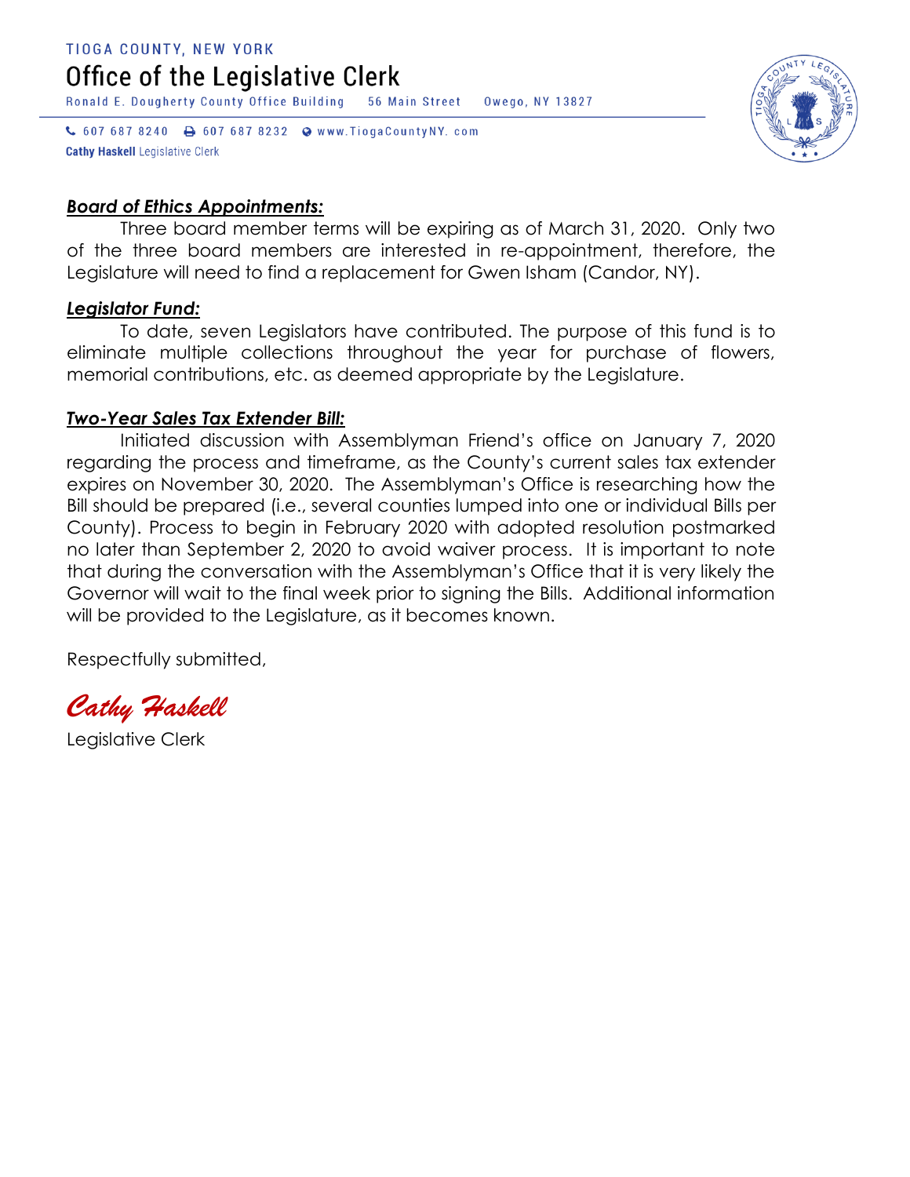TIOGA COUNTY, NEW YORK

# Office of the Legislative Clerk

Ronald E. Dougherty County Office Building 56 Main Street Owego, NY 13827

607 687 8240 607 687 8232 www.TiogaCountyNY. com

**Cathy Haskell** Legislative Clerk

***Board of Ethics Appointments:***

Three board member terms will be expiring as of March 31, 2020. Only two of the three board members are interested in re-appointment, therefore, the Legislature will need to find a replacement for Gwen Isham (Candor, NY).

***Legislator Fund:***

To date, seven Legislators have contributed. The purpose of this fund is to eliminate multiple collections throughout the year for purchase of flowers, memorial contributions, etc. as deemed appropriate by the Legislature.

***Two-Year Sales Tax Extender Bill:***

Initiated discussion with Assemblyman Friend's office on January 7, 2020 regarding the process and timeframe, as the County's current sales tax extender expires on November 30, 2020. The Assemblyman's Office is researching how the Bill should be prepared (i.e., several counties lumped into one or individual Bills per County). Process to begin in February 2020 with adopted resolution postmarked no later than September 2, 2020 to avoid waiver process. It is important to note that during the conversation with the Assemblyman's Office that it is very likely the Governor will wait to the final week prior to signing the Bills. Additional information will be provided to the Legislature, as it becomes known.

Respectfully submitted,

*Cathy Haskell*

Legislative Clerk